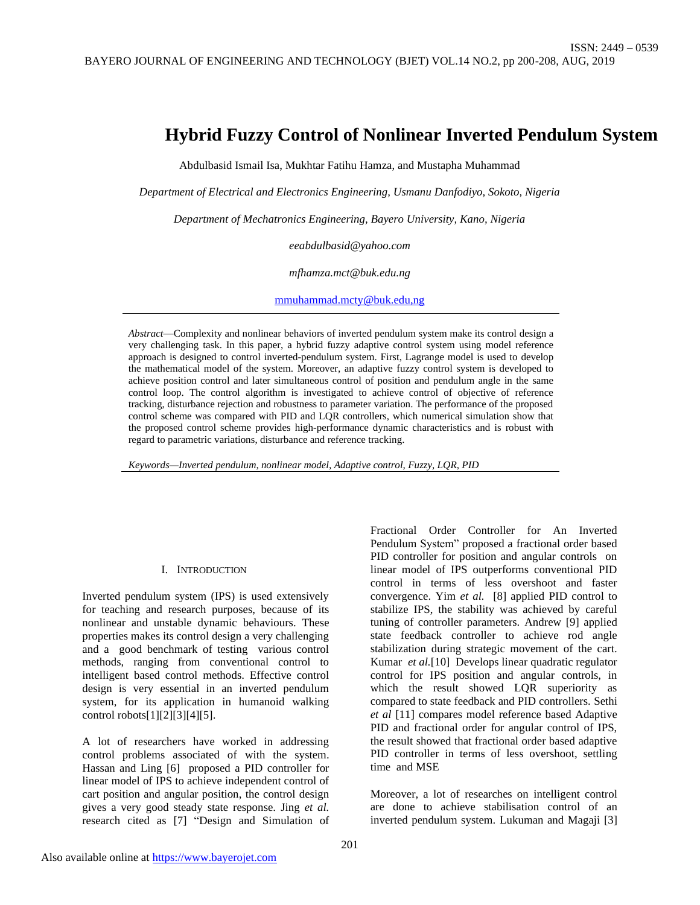# Hybrid Fuzzy Control of Nonlinear Inverted Pendulum System

Abdulbasid Ismail Isa, Mukhtar Fatihu Hamza, and Mustapha Muhammad

*Department of Electrical and Electronics Engineering, Usmanu Danfodiyo, Sokoto, Nigeria*

*Department of Mechatronics Engineering, Bayero University, Kano, Nigeria*

*eeabdulbasid@yahoo.com*

*mfhamza.mct@buk.edu.ng*

mmuhammad.mcty@buk.edu,ng

*Abstract*—Complexity and nonlinear behaviors of inverted pendulum system make its control design a very challenging task. In this paper, a hybrid fuzzy adaptive control system using model reference approach is designed to control inverted-pendulum system. First, Lagrange model is used to develop the mathematical model of the system. Moreover, an adaptive fuzzy control system is developed to achieve position control and later simultaneous control of position and pendulum angle in the same control loop. The control algorithm is investigated to achieve control of objective of reference tracking, disturbance rejection and robustness to parameter variation. The performance of the proposed control scheme was compared with PID and LQR controllers, which numerical simulation show that the proposed control scheme provides high-performance dynamic characteristics and is robust with regard to parametric variations, disturbance and reference tracking.

*Keywords—Inverted pendulum, nonlinear model, Adaptive control, Fuzzy, LQR, PID*

## I. Introduction

Inverted pendulum system (IPS) is used extensively for teaching and research purposes, because of its nonlinear and unstable dynamic behaviours. These properties makes its control design a very challenging and a good benchmark of testing various control methods, ranging from conventional control to intelligent based control methods. Effective control design is very essential in an inverted pendulum system, for its application in humanoid walking control robots[1][2][3][4][5].

A lot of researchers have worked in addressing control problems associated of with the system. Hassan and Ling [6] proposed a PID controller for linear model of IPS to achieve independent control of cart position and angular position, the control design gives a very good steady state response. Jing *et al.* research cited as [7] "Design and Simulation of Fractional Order Controller for An Inverted Pendulum System" proposed a fractional order based PID controller for position and angular controls on linear model of IPS outperforms conventional PID control in terms of less overshoot and faster convergence. Yim *et al.* [8] applied PID control to stabilize IPS, the stability was achieved by careful tuning of controller parameters. Andrew [9] applied state feedback controller to achieve rod angle stabilization during strategic movement of the cart. Kumar *et al.*[10] Develops linear quadratic regulator control for IPS position and angular controls, in which the result showed LQR superiority as compared to state feedback and PID controllers. Sethi *et al* [11] compares model reference based Adaptive PID and fractional order for angular control of IPS, the result showed that fractional order based adaptive PID controller in terms of less overshoot, settling time and MSE

Moreover, a lot of researches on intelligent control are done to achieve stabilisation control of an inverted pendulum system. Lukuman and Magaji [3]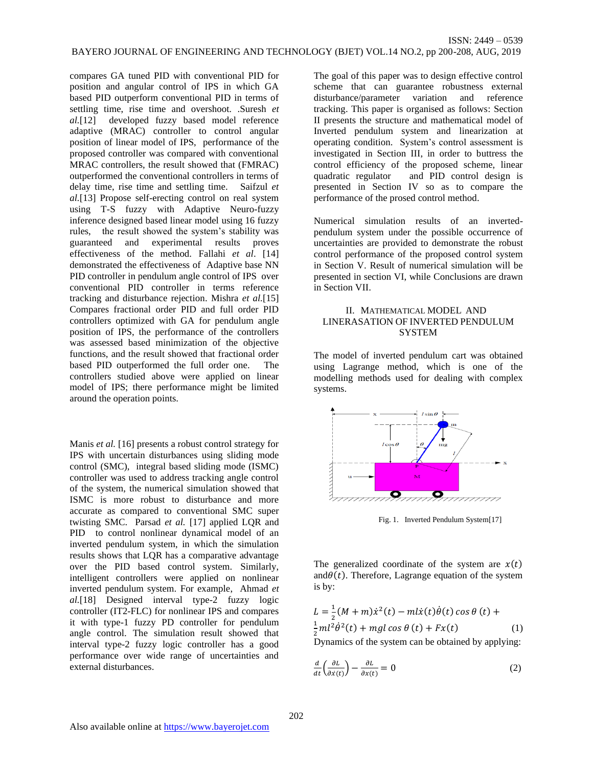compares GA tuned PID with conventional PID for position and angular control of IPS in which GA based PID outperform conventional PID in terms of settling time, rise time and overshoot. .Suresh *et al.*[12] developed fuzzy based model reference adaptive (MRAC) controller to control angular position of linear model of IPS, performance of the proposed controller was compared with conventional MRAC controllers, the result showed that (FMRAC) outperformed the conventional controllers in terms of delay time, rise time and settling time. Saifzul *et al.*[13] Propose self-erecting control on real system using T-S fuzzy with Adaptive Neuro-fuzzy inference designed based linear model using 16 fuzzy rules, the result showed the system's stability was guaranteed and experimental results proves effectiveness of the method. Fallahi *et al*. [14] demonstrated the effectiveness of Adaptive base NN PID controller in pendulum angle control of IPS over conventional PID controller in terms reference tracking and disturbance rejection. Mishra *et al.*[15] Compares fractional order PID and full order PID controllers optimized with GA for pendulum angle position of IPS, the performance of the controllers was assessed based minimization of the objective functions, and the result showed that fractional order based PID outperformed the full order one. The controllers studied above were applied on linear model of IPS; there performance might be limited around the operation points.

Manis *et al.* [16] presents a robust control strategy for IPS with uncertain disturbances using sliding mode control (SMC), integral based sliding mode (ISMC) controller was used to address tracking angle control of the system, the numerical simulation showed that ISMC is more robust to disturbance and more accurate as compared to conventional SMC super twisting SMC. Parsad *et al.* [17] applied LQR and PID to control nonlinear dynamical model of an inverted pendulum system, in which the simulation results shows that LQR has a comparative advantage over the PID based control system. Similarly, intelligent controllers were applied on nonlinear inverted pendulum system. For example, Ahmad *et al.*[18] Designed interval type-2 fuzzy logic controller (IT2-FLC) for nonlinear IPS and compares it with type-1 fuzzy PD controller for pendulum angle control. The simulation result showed that interval type-2 fuzzy logic controller has a good performance over wide range of uncertainties and external disturbances.

The goal of this paper was to design effective control scheme that can guarantee robustness external disturbance/parameter variation and reference tracking. This paper is organised as follows: Section II presents the structure and mathematical model of Inverted pendulum system and linearization at operating condition. System's control assessment is investigated in Section III, in order to buttress the control efficiency of the proposed scheme, linear quadratic regulator and PID control design is presented in Section IV so as to compare the performance of the prosed control method.

Numerical simulation results of an inverted-pendulum system under the possible occurrence of uncertainties are provided to demonstrate the robust control performance of the proposed control system in Section V. Result of numerical simulation will be presented in section VI, while Conclusions are drawn in Section VII.

## II. Mathematical Model and Linerasation of Inverted Pendulum System

The model of inverted pendulum cart was obtained using Lagrange method, which is one of the modelling methods used for dealing with complex systems.

Fig. 1. Inverted Pendulum System[17]

The generalized coordinate of the system are $x(t)$ and $\theta(t)$. Therefore, Lagrange equation of the system is by:

$$L = \frac{1}{2}(M+m)\dot{x}^2(t) - ml\dot{x}(t)\dot{\theta}(t)\cos\theta(t) + \frac{1}{2}ml^2\dot{\theta}^2(t) + mgl\cos\theta(t) + Fx(t) \quad (1)$$

Dynamics of the system can be obtained by applying:

$$\frac{d}{dt}\left(\frac{\partial L}{\partial \dot{x}(t)}\right) - \frac{\partial L}{\partial x(t)} = 0 \quad (2)$$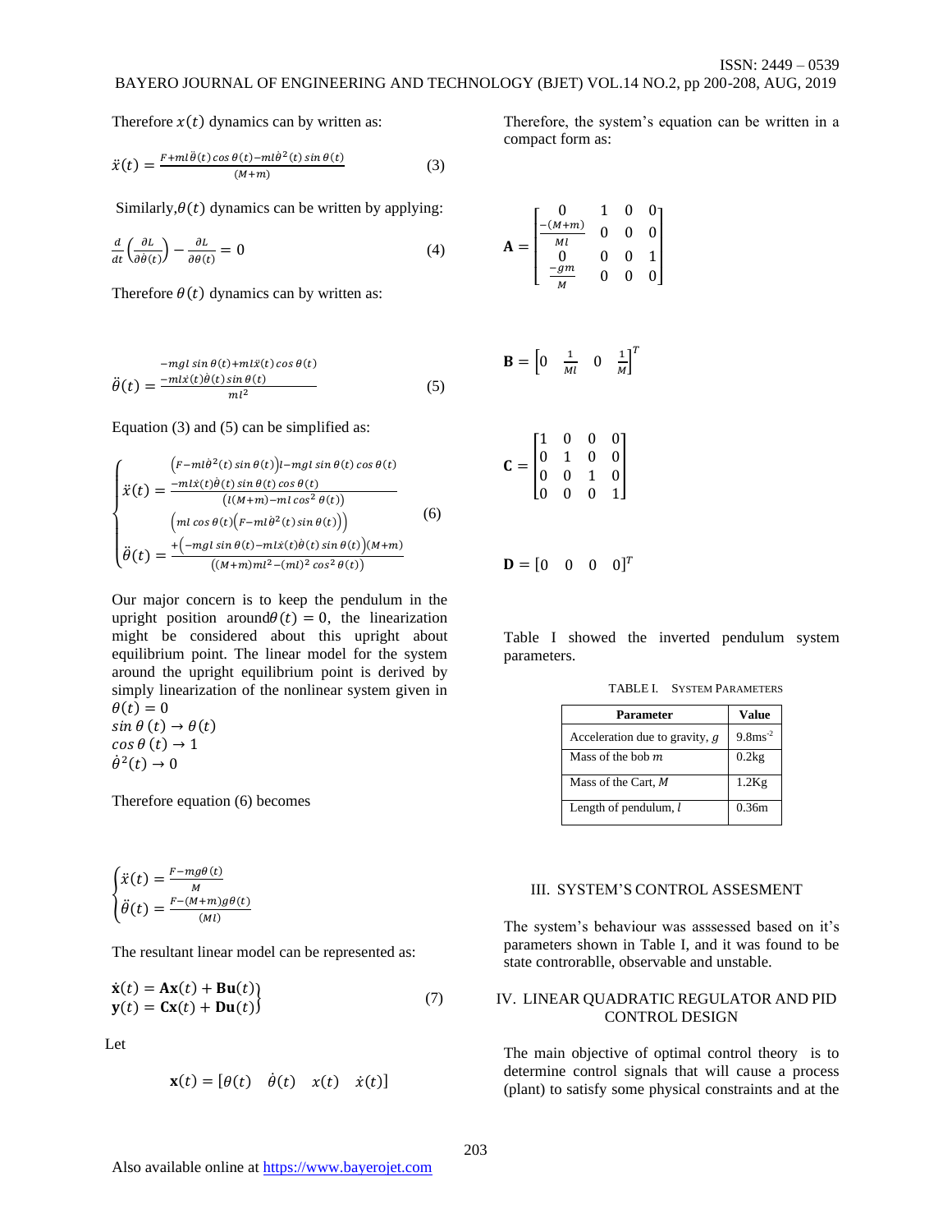Therefore $x(t)$ dynamics can by written as:

$$\ddot{x}(t) = \frac{F + ml\ddot{\theta}(t)\cos\theta(t) - ml\dot{\theta}^2(t)\sin\theta(t)}{(M+m)} \tag{3}$$

Similarly, $\theta(t)$ dynamics can be written by applying:

$$\frac{d}{dt}\left(\frac{\partial L}{\partial \dot{\theta}(t)}\right) - \frac{\partial L}{\partial \theta(t)} = 0 \tag{4}$$

Therefore $\theta(t)$ dynamics can by written as:

$$\ddot{\theta}(t) = \frac{-mgl\sin\theta(t) + ml\ddot{x}(t)\cos\theta(t) - ml\dot{x}(t)\dot{\theta}(t)\sin\theta(t)}{ml^2} \tag{5}$$

Equation (3) and (5) can be simplified as:

$$\begin{cases} \ddot{x}(t) = \dfrac{\left(F - ml\dot{\theta}^2(t)\sin\theta(t)\right)l - mgl\sin\theta(t)\cos\theta(t) - ml\dot{x}(t)\dot{\theta}(t)\sin\theta(t)\cos\theta(t)}{\left(l(M+m) - ml\cos^2\theta(t)\right)} \\ \ddot{\theta}(t) = \dfrac{\left(ml\cos\theta(t)\left(F - ml\dot{\theta}^2(t)\sin\theta(t)\right)\right) + \left(-mgl\sin\theta(t) - ml\dot{x}(t)\dot{\theta}(t)\sin\theta(t)\right)(M+m)}{\left((M+m)ml^2 - (ml)^2\cos^2\theta(t)\right)} \end{cases} \tag{6}$$

Our major concern is to keep the pendulum in the upright position around $\theta(t) = 0$, the linearization might be considered about this upright about equilibrium point. The linear model for the system around the upright equilibrium point is derived by simply linearization of the nonlinear system given in

$\theta(t) = 0$
$\sin\theta(t) \to \theta(t)$
$\cos\theta(t) \to 1$
$\dot{\theta}^2(t) \to 0$

Therefore equation (6) becomes

$$\begin{cases} \ddot{x}(t) = \dfrac{F - mg\theta(t)}{M} \\ \ddot{\theta}(t) = \dfrac{F - (M+m)g\theta(t)}{(Ml)} \end{cases}$$

The resultant linear model can be represented as:

$$\begin{rcases} \dot{\mathbf{x}}(t) = \mathbf{A}\mathbf{x}(t) + \mathbf{B}\mathbf{u}(t) \\ \mathbf{y}(t) = \mathbf{C}\mathbf{x}(t) + \mathbf{D}\mathbf{u}(t) \end{rcases} \tag{7}$$

Let

$$\mathbf{x}(t) = [\theta(t) \quad \dot{\theta}(t) \quad x(t) \quad \dot{x}(t)]$$

Therefore, the system's equation can be written in a compact form as:

$$\mathbf{A} = \begin{bmatrix} 0 & 1 & 0 & 0 \\ \frac{-(M+m)}{Ml} & 0 & 0 & 0 \\ 0 & 0 & 0 & 1 \\ \frac{-gm}{M} & 0 & 0 & 0 \end{bmatrix}$$

$$\mathbf{B} = \begin{bmatrix} 0 & \frac{1}{Ml} & 0 & \frac{1}{M} \end{bmatrix}^T$$

$$\mathbf{C} = \begin{bmatrix} 1 & 0 & 0 & 0 \\ 0 & 1 & 0 & 0 \\ 0 & 0 & 1 & 0 \\ 0 & 0 & 0 & 1 \end{bmatrix}$$

$$\mathbf{D} = [0 \quad 0 \quad 0 \quad 0]^T$$

Table I showed the inverted pendulum system parameters.

TABLE I. SYSTEM PARAMETERS

| Parameter | Value |
|---|---|
| Acceleration due to gravity, $g$ | $9.8ms^{-2}$ |
| Mass of the bob $m$ | 0.2kg |
| Mass of the Cart, $M$ | 1.2Kg |
| Length of pendulum, $l$ | 0.36m |

## III. SYSTEM'S CONTROL ASSESMENT

The system's behaviour was asssessed based on it's parameters shown in Table I, and it was found to be state controrablle, observable and unstable.

## IV. LINEAR QUADRATIC REGULATOR AND PID CONTROL DESIGN

The main objective of optimal control theory is to determine control signals that will cause a process (plant) to satisfy some physical constraints and at the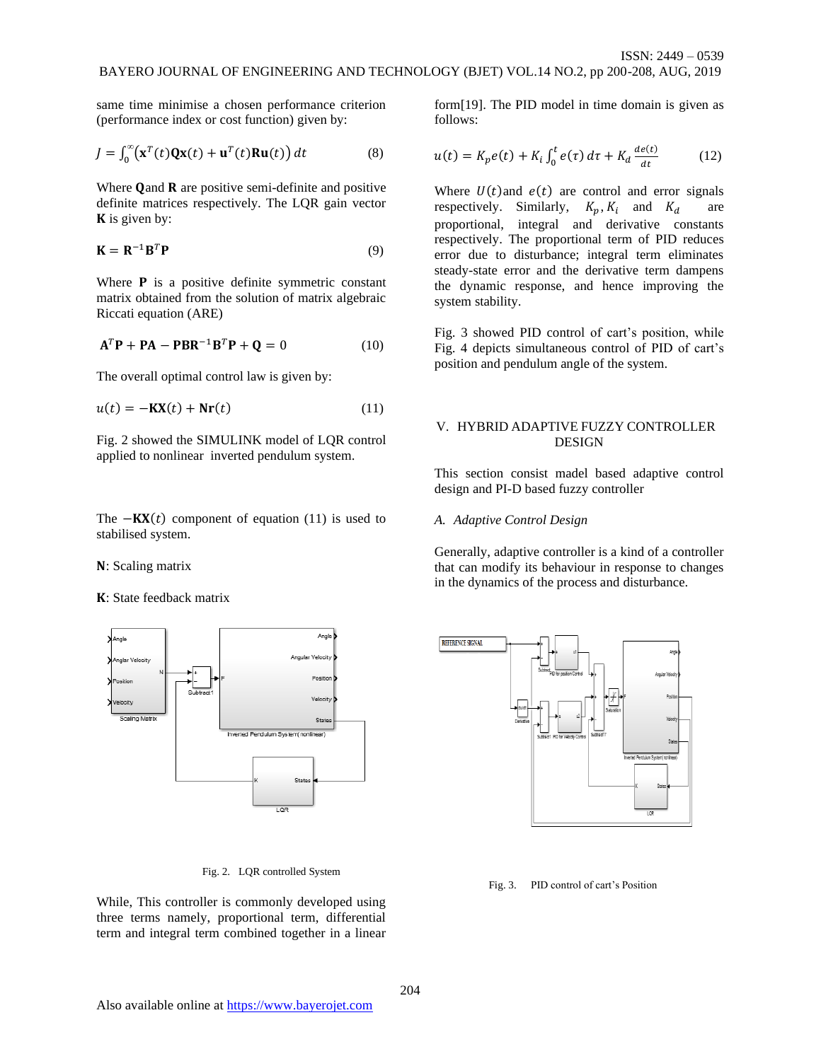same time minimise a chosen performance criterion (performance index or cost function) given by:

$$J = \int_0^{\infty} \left(\mathbf{x}^T(t)\mathbf{Q}\mathbf{x}(t) + \mathbf{u}^T(t)\mathbf{R}\mathbf{u}(t)\right) dt \tag{8}$$

Where $\mathbf{Q}$and $\mathbf{R}$ are positive semi-definite and positive definite matrices respectively. The LQR gain vector $\mathbf{K}$ is given by:

$$\mathbf{K} = \mathbf{R}^{-1}\mathbf{B}^T\mathbf{P} \tag{9}$$

Where $\mathbf{P}$ is a positive definite symmetric constant matrix obtained from the solution of matrix algebraic Riccati equation (ARE)

$$\mathbf{A}^T\mathbf{P} + \mathbf{P}\mathbf{A} - \mathbf{P}\mathbf{B}\mathbf{R}^{-1}\mathbf{B}^T\mathbf{P} + \mathbf{Q} = 0 \tag{10}$$

The overall optimal control law is given by:

$$u(t) = -\mathbf{K}\mathbf{X}(t) + \mathbf{N}\mathbf{r}(t) \tag{11}$$

Fig. 2 showed the SIMULINK model of LQR control applied to nonlinear inverted pendulum system.

The $-\mathbf{K}\mathbf{X}(t)$ component of equation (11) is used to stabilised system.

**N**: Scaling matrix

**K**: State feedback matrix

Fig. 2. LQR controlled System

While, This controller is commonly developed using three terms namely, proportional term, differential term and integral term combined together in a linear form[19]. The PID model in time domain is given as follows:

$$u(t) = K_p e(t) + K_i \int_0^t e(\tau)\, d\tau + K_d \frac{de(t)}{dt} \tag{12}$$

Where $U(t)$and $e(t)$ are control and error signals respectively. Similarly, $K_p, K_i$ and $K_d$ are proportional, integral and derivative constants respectively. The proportional term of PID reduces error due to disturbance; integral term eliminates steady-state error and the derivative term dampens the dynamic response, and hence improving the system stability.

Fig. 3 showed PID control of cart's position, while Fig. 4 depicts simultaneous control of PID of cart's position and pendulum angle of the system.

## V. HYBRID ADAPTIVE FUZZY CONTROLLER DESIGN

This section consist model based adaptive control design and PI-D based fuzzy controller

### *A. Adaptive Control Design*

Generally, adaptive controller is a kind of a controller that can modify its behaviour in response to changes in the dynamics of the process and disturbance.

Fig. 3. PID control of cart's Position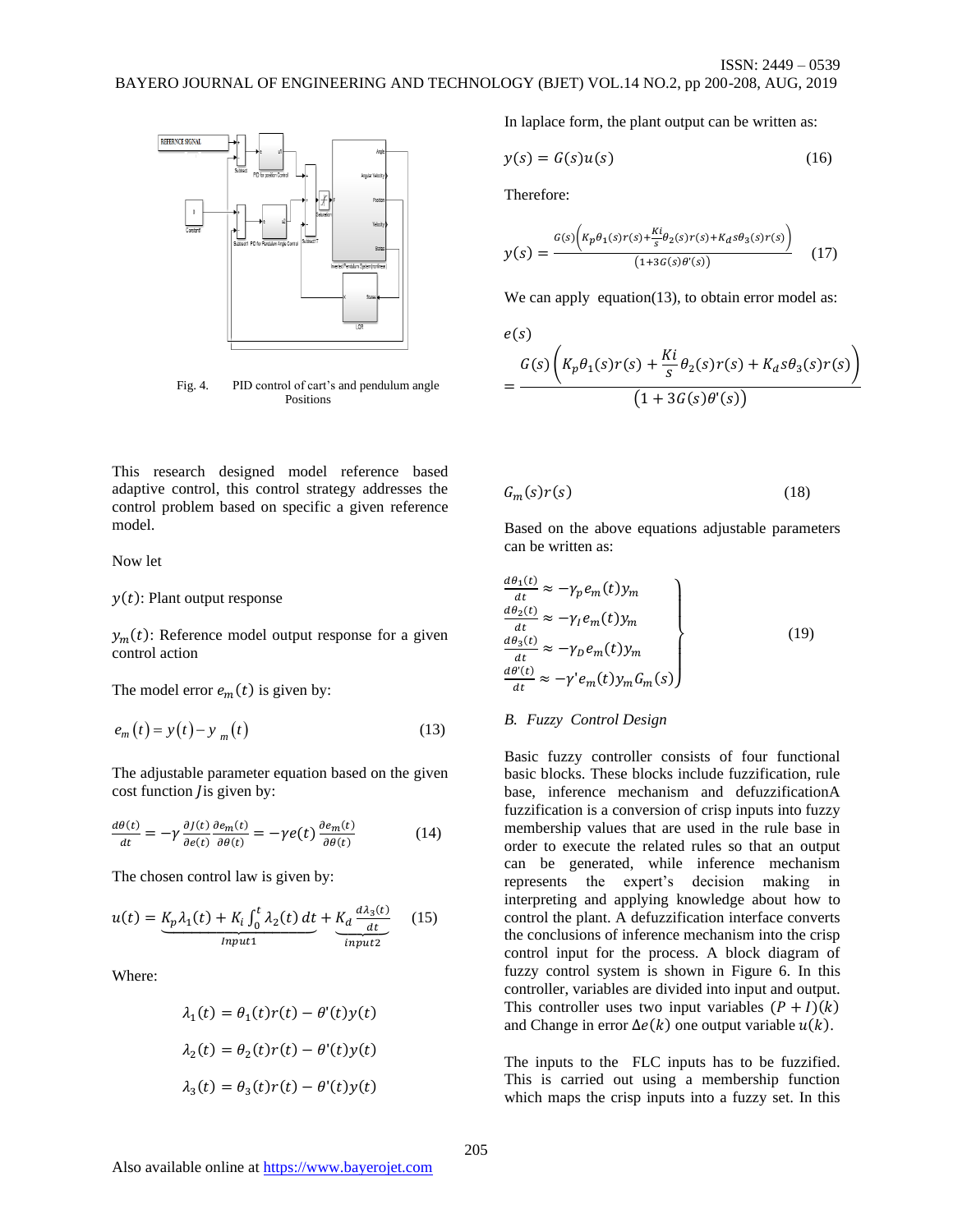Fig. 4. PID control of cart's and pendulum angle Positions

This research designed model reference based adaptive control, this control strategy addresses the control problem based on specific a given reference model.

Now let

$y(t)$: Plant output response

$y_m(t)$: Reference model output response for a given control action

The model error $e_m(t)$ is given by:

$$e_m(t) = y(t) - y_m(t) \tag{13}$$

The adjustable parameter equation based on the given cost function $J$ is given by:

$$\frac{d\theta(t)}{dt} = -\gamma \frac{\partial J(t)}{\partial e(t)} \frac{\partial e_m(t)}{\partial \theta(t)} = -\gamma e(t) \frac{\partial e_m(t)}{\partial \theta(t)} \tag{14}$$

The chosen control law is given by:

$$u(t) = \underbrace{K_p \lambda_1(t) + K_i \int_0^t \lambda_2(t)\, dt}_{Input1} + \underbrace{K_d \frac{d\lambda_3(t)}{dt}}_{input2} \tag{15}$$

Where:

$$\lambda_1(t) = \theta_1(t) r(t) - \theta'(t) y(t)$$

$$\lambda_2(t) = \theta_2(t) r(t) - \theta'(t) y(t)$$

$$\lambda_3(t) = \theta_3(t) r(t) - \theta'(t) y(t)$$

In laplace form, the plant output can be written as:

$$y(s) = G(s) u(s) \tag{16}$$

Therefore:

$$y(s) = \frac{G(s)\left(K_p \theta_1(s) r(s) + \frac{Ki}{s} \theta_2(s) r(s) + K_d s \theta_3(s) r(s)\right)}{(1 + 3G(s)\theta'(s))} \tag{17}$$

We can apply equation(13), to obtain error model as:

$$e(s) = \frac{G(s)\left(K_p \theta_1(s) r(s) + \frac{Ki}{s} \theta_2(s) r(s) + K_d s \theta_3(s) r(s)\right)}{\left(1 + 3G(s)\theta'(s)\right)}$$

$$G_m(s) r(s) \tag{18}$$

Based on the above equations adjustable parameters can be written as:

$$\left.\begin{aligned} \frac{d\theta_1(t)}{dt} &\approx -\gamma_p e_m(t) y_m \\ \frac{d\theta_2(t)}{dt} &\approx -\gamma_I e_m(t) y_m \\ \frac{d\theta_3(t)}{dt} &\approx -\gamma_D e_m(t) y_m \\ \frac{d\theta'(t)}{dt} &\approx -\gamma' e_m(t) y_m G_m(s) \end{aligned}\right\} \tag{19}$$

### *B. Fuzzy Control Design*

Basic fuzzy controller consists of four functional basic blocks. These blocks include fuzzification, rule base, inference mechanism and defuzzificationA fuzzification is a conversion of crisp inputs into fuzzy membership values that are used in the rule base in order to execute the related rules so that an output can be generated, while inference mechanism represents the expert's decision making in interpreting and applying knowledge about how to control the plant. A defuzzification interface converts the conclusions of inference mechanism into the crisp control input for the process. A block diagram of fuzzy control system is shown in Figure 6. In this controller, variables are divided into input and output. This controller uses two input variables $(P + I)(k)$ and Change in error $\Delta e(k)$ one output variable $u(k)$.

The inputs to the FLC inputs has to be fuzzified. This is carried out using a membership function which maps the crisp inputs into a fuzzy set. In this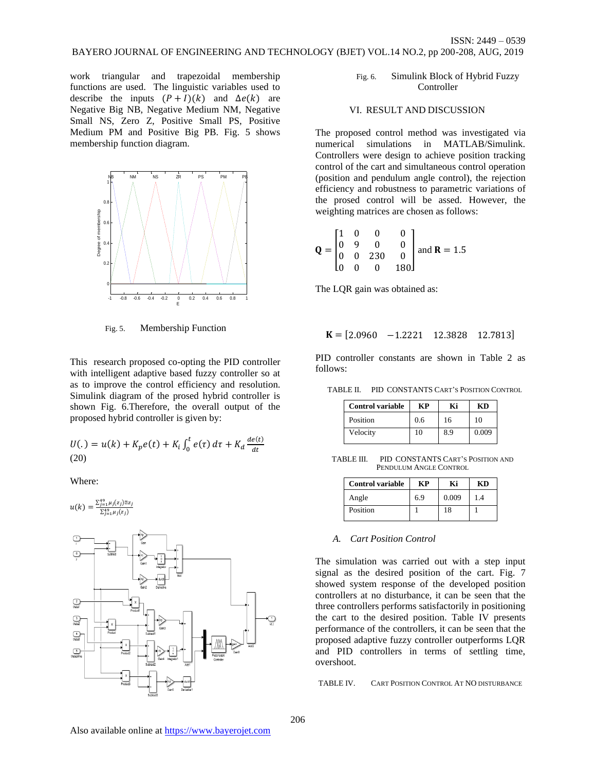work triangular and trapezoidal membership functions are used. The linguistic variables used to describe the inputs $(P+I)(k)$ and $\Delta e(k)$ are Negative Big NB, Negative Medium NM, Negative Small NS, Zero Z, Positive Small PS, Positive Medium PM and Positive Big PB. Fig. 5 shows membership function diagram.

Fig. 5. Membership Function

This research proposed co-opting the PID controller with intelligent adaptive based fuzzy controller so at as to improve the control efficiency and resolution. Simulink diagram of the prosed hybrid controller is shown Fig. 6.Therefore, the overall output of the proposed hybrid controller is given by:

$$U(.) = u(k) + K_p e(t) + K_i \int_0^t e(\tau)\, d\tau + K_d \frac{de(t)}{dt} \quad (20)$$

Where:

$$u(k) = \frac{\sum_{j=1}^{49} \mu_j(z_j) z_j}{\sum_{j=1}^{49} \mu_j(z_j)}$$

Fig. 6. Simulink Block of Hybrid Fuzzy Controller

## VI. RESULT AND DISCUSSION

The proposed control method was investigated via numerical simulations in MATLAB/Simulink. Controllers were design to achieve position tracking control of the cart and simultaneous control operation (position and pendulum angle control), the rejection efficiency and robustness to parametric variations of the prosed control will be assed. However, the weighting matrices are chosen as follows:

$$\mathbf{Q} = \begin{bmatrix} 1 & 0 & 0 & 0 \\ 0 & 9 & 0 & 0 \\ 0 & 0 & 230 & 0 \\ 0 & 0 & 0 & 180 \end{bmatrix} \text{ and } \mathbf{R} = 1.5$$

The LQR gain was obtained as:

$$\mathbf{K} = [2.0960 \quad -1.2221 \quad 12.3828 \quad 12.7813]$$

PID controller constants are shown in Table 2 as follows:

TABLE II. PID CONSTANTS CART'S POSITION CONTROL

| Control variable | KP | Ki | KD |
|---|---|---|---|
| Position | 0.6 | 16 | 10 |
| Velocity | 10 | 8.9 | 0.009 |

TABLE III. PID CONSTANTS CART'S POSITION AND PENDULUM ANGLE CONTROL

| Control variable | KP | Ki | KD |
|---|---|---|---|
| Angle | 6.9 | 0.009 | 1.4 |
| Position | 1 | 18 | 1 |

### A. *Cart Position Control*

The simulation was carried out with a step input signal as the desired position of the cart. Fig. 7 showed system response of the developed position controllers at no disturbance, it can be seen that the three controllers performs satisfactorily in positioning the cart to the desired position. Table IV presents performance of the controllers, it can be seen that the proposed adaptive fuzzy controller outperforms LQR and PID controllers in terms of settling time, overshoot.

TABLE IV. CART POSITION CONTROL AT NO DISTURBANCE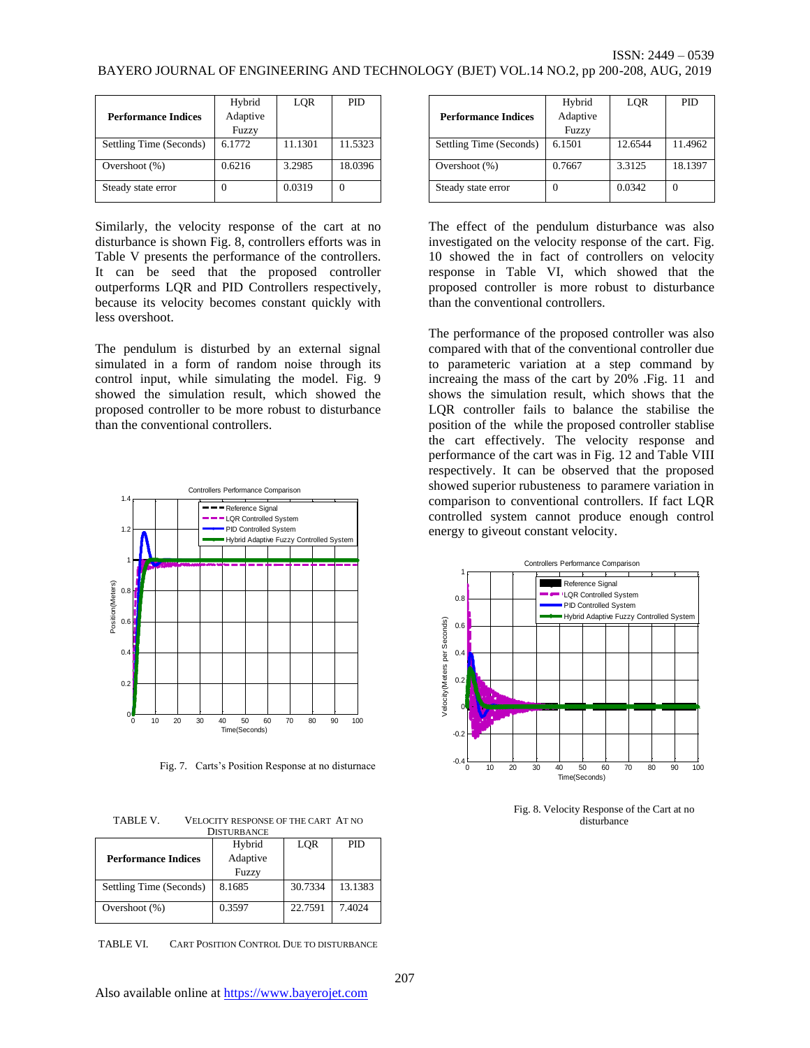| Performance Indices | Hybrid Adaptive Fuzzy | LQR | PID |
|---|---|---|---|
| Settling Time (Seconds) | 6.1772 | 11.1301 | 11.5323 |
| Overshoot (%) | 0.6216 | 3.2985 | 18.0396 |
| Steady state error | 0 | 0.0319 | 0 |

Similarly, the velocity response of the cart at no disturbance is shown Fig. 8, controllers efforts was in Table V presents the performance of the controllers. It can be seed that the proposed controller outperforms LQR and PID Controllers respectively, because its velocity becomes constant quickly with less overshoot.

The pendulum is disturbed by an external signal simulated in a form of random noise through its control input, while simulating the model. Fig. 9 showed the simulation result, which showed the proposed controller to be more robust to disturbance than the conventional controllers.

Fig. 7. Carts's Position Response at no disturnace

TABLE V. VELOCITY RESPONSE OF THE CART AT NO DISTURBANCE

| Performance Indices | Hybrid Adaptive Fuzzy | LQR | PID |
|---|---|---|---|
| Settling Time (Seconds) | 8.1685 | 30.7334 | 13.1383 |
| Overshoot (%) | 0.3597 | 22.7591 | 7.4024 |

TABLE VI. CART POSITION CONTROL DUE TO DISTURBANCE

| Performance Indices | Hybrid Adaptive Fuzzy | LQR | PID |
|---|---|---|---|
| Settling Time (Seconds) | 6.1501 | 12.6544 | 11.4962 |
| Overshoot (%) | 0.7667 | 3.3125 | 18.1397 |
| Steady state error | 0 | 0.0342 | 0 |

The effect of the pendulum disturbance was also investigated on the velocity response of the cart. Fig. 10 showed the in fact of controllers on velocity response in Table VI, which showed that the proposed controller is more robust to disturbance than the conventional controllers.

The performance of the proposed controller was also compared with that of the conventional controller due to parameteric variation at a step command by increaing the mass of the cart by 20% .Fig. 11 and shows the simulation result, which shows that the LQR controller fails to balance the stabilise the position of the while the proposed controller stablise the cart effectively. The velocity response and performance of the cart was in Fig. 12 and Table VIII respectively. It can be observed that the proposed showed superior rubusteness to paramere variation in comparison to conventional controllers. If fact LQR controlled system cannot produce enough control energy to giveout constant velocity.

Fig. 8. Velocity Response of the Cart at no disturbance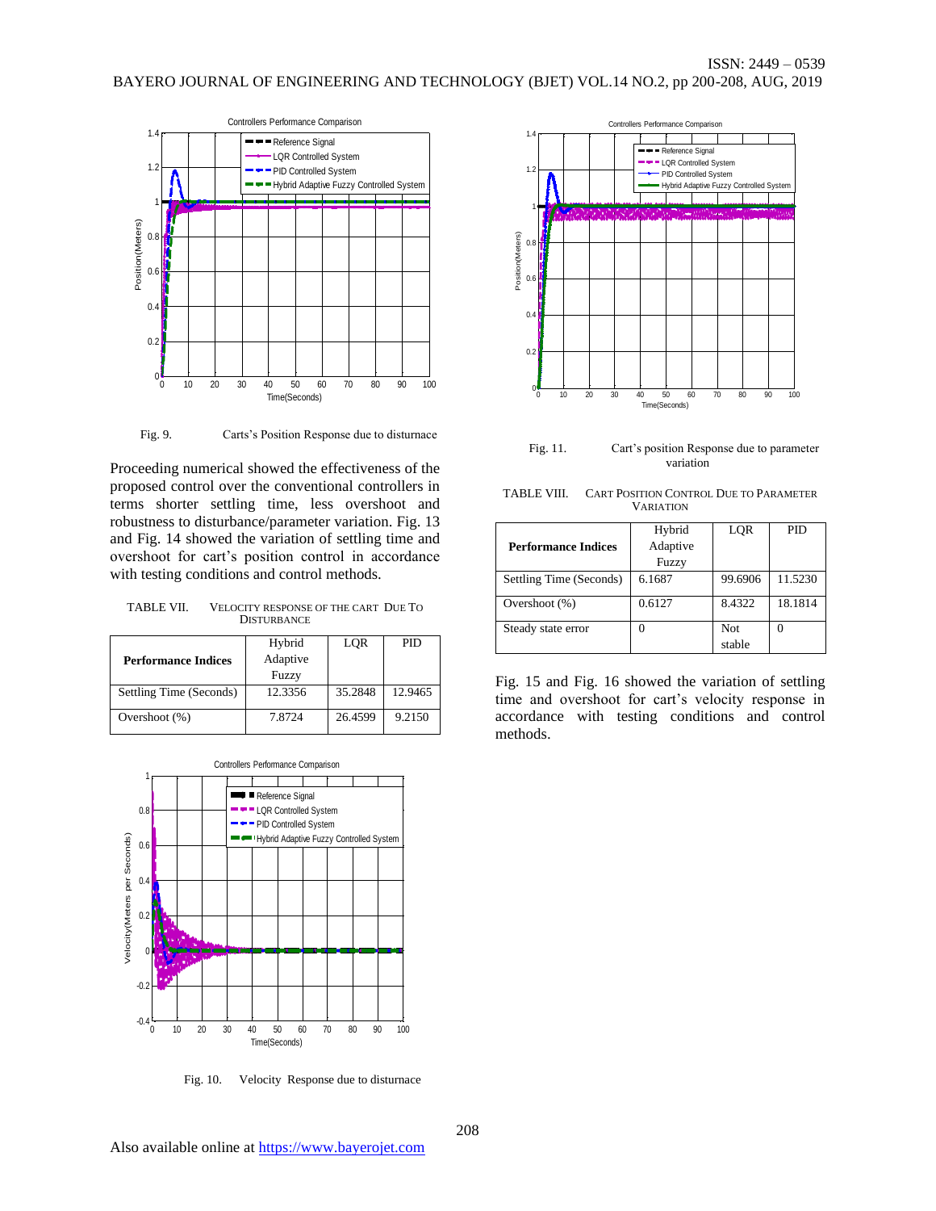Fig. 9. Carts's Position Response due to disturnance

Proceeding numerical showed the effectiveness of the proposed control over the conventional controllers in terms shorter settling time, less overshoot and robustness to disturbance/parameter variation. Fig. 13 and Fig. 14 showed the variation of settling time and overshoot for cart's position control in accordance with testing conditions and control methods.

TABLE VII. VELOCITY RESPONSE OF THE CART DUE TO DISTURBANCE

| Performance Indices | Hybrid Adaptive Fuzzy | LQR | PID |
| --- | --- | --- | --- |
| Settling Time (Seconds) | 12.3356 | 35.2848 | 12.9465 |
| Overshoot (%) | 7.8724 | 26.4599 | 9.2150 |

Fig. 10. Velocity Response due to disturnance

Fig. 11. Cart's position Response due to parameter variation

TABLE VIII. CART POSITION CONTROL DUE TO PARAMETER VARIATION

| Performance Indices | Hybrid Adaptive Fuzzy | LQR | PID |
| --- | --- | --- | --- |
| Settling Time (Seconds) | 6.1687 | 99.6906 | 11.5230 |
| Overshoot (%) | 0.6127 | 8.4322 | 18.1814 |
| Steady state error | 0 | Not stable | 0 |

Fig. 15 and Fig. 16 showed the variation of settling time and overshoot for cart's velocity response in accordance with testing conditions and control methods.

Also available online at https://www.bayerojet.com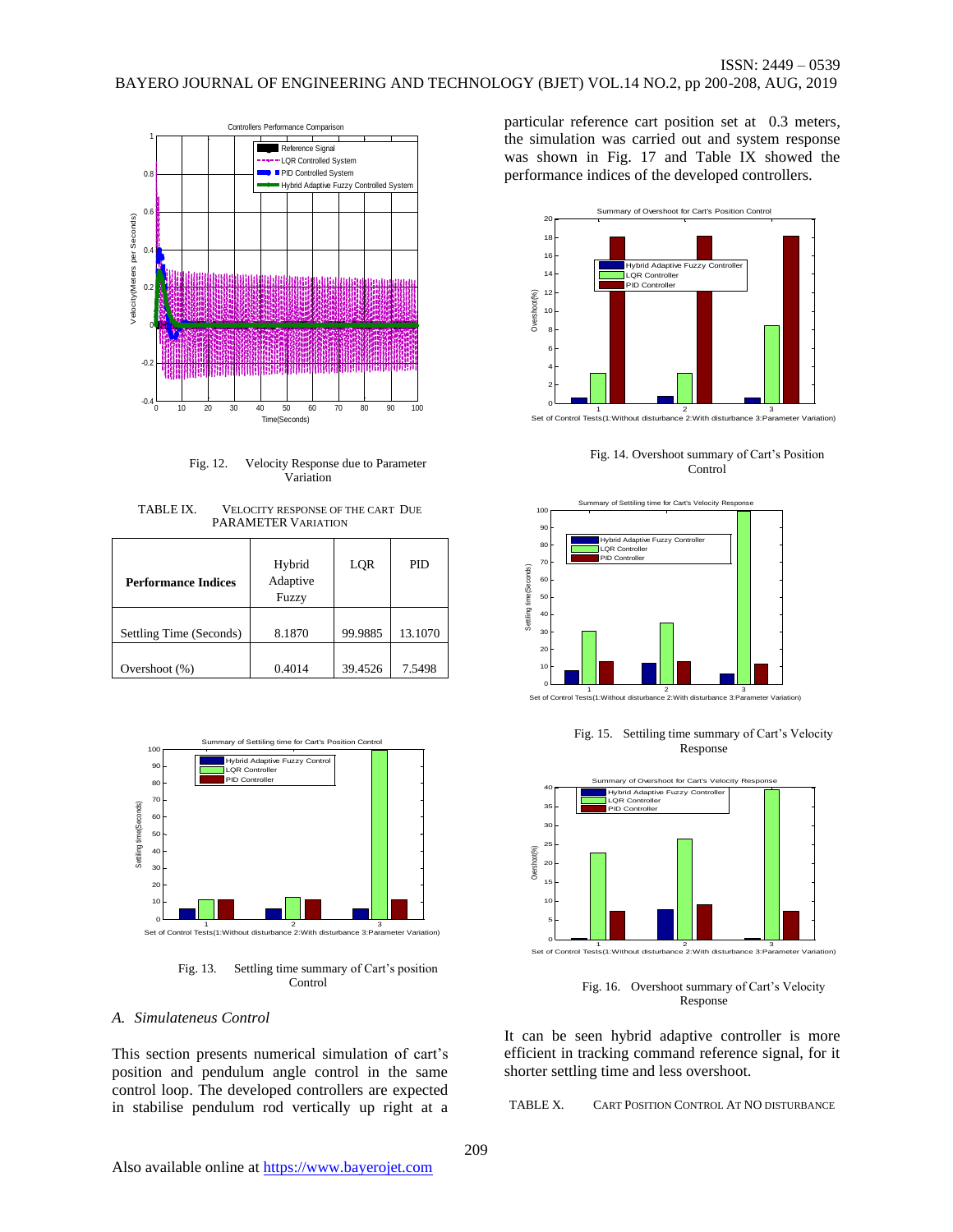Fig. 12. Velocity Response due to Parameter Variation

TABLE IX. VELOCITY RESPONSE OF THE CART DUE PARAMETER VARIATION

| Performance Indices | Hybrid Adaptive Fuzzy | LQR | PID |
|---|---|---|---|
| Settling Time (Seconds) | 8.1870 | 99.9885 | 13.1070 |
| Overshoot (%) | 0.4014 | 39.4526 | 7.5498 |

Fig. 13. Settling time summary of Cart's position Control

### A. Simulateneus Control

This section presents numerical simulation of cart's position and pendulum angle control in the same control loop. The developed controllers are expected in stabilise pendulum rod vertically up right at a particular reference cart position set at 0.3 meters, the simulation was carried out and system response was shown in Fig. 17 and Table IX showed the performance indices of the developed controllers.

Fig. 14. Overshoot summary of Cart's Position Control

Fig. 15. Settiling time summary of Cart's Velocity Response

Fig. 16. Overshoot summary of Cart's Velocity Response

It can be seen hybrid adaptive controller is more efficient in tracking command reference signal, for it shorter settling time and less overshoot.

TABLE X. CART POSITION CONTROL AT NO DISTURBANCE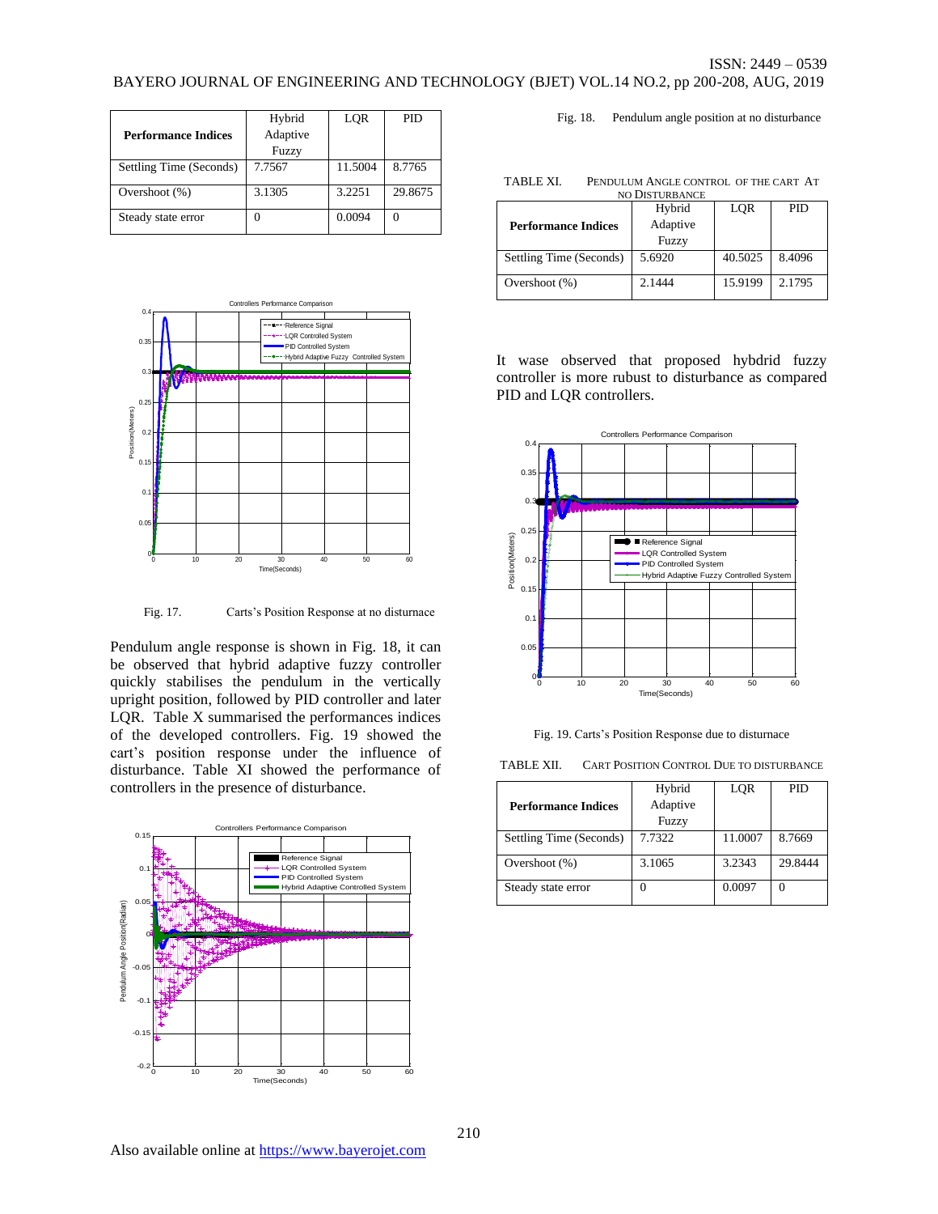| Performance Indices | Hybrid Adaptive Fuzzy | LQR | PID |
|---|---|---|---|
| Settling Time (Seconds) | 7.7567 | 11.5004 | 8.7765 |
| Overshoot (%) | 3.1305 | 3.2251 | 29.8675 |
| Steady state error | 0 | 0.0094 | 0 |

Fig. 17. Carts's Position Response at no distrurnace

Pendulum angle response is shown in Fig. 18, it can be observed that hybrid adaptive fuzzy controller quickly stabilises the pendulum in the vertically upright position, followed by PID controller and later LQR. Table X summarised the performances indices of the developed controllers. Fig. 19 showed the cart's position response under the influence of disturbance. Table XI showed the performance of controllers in the presence of disturbance.

Fig. 18. Pendulum angle position at no disturbance

TABLE XI. PENDULUM ANGLE CONTROL OF THE CART AT NO DISTURBANCE

| Performance Indices | Hybrid Adaptive Fuzzy | LQR | PID |
|---|---|---|---|
| Settling Time (Seconds) | 5.6920 | 40.5025 | 8.4096 |
| Overshoot (%) | 2.1444 | 15.9199 | 2.1795 |

It wase observed that proposed hybdrid fuzzy controller is more rubust to disturbance as compared PID and LQR controllers.

Fig. 19. Carts's Position Response due to disturnace

TABLE XII. CART POSITION CONTROL DUE TO DISTURBANCE

| Performance Indices | Hybrid Adaptive Fuzzy | LQR | PID |
|---|---|---|---|
| Settling Time (Seconds) | 7.7322 | 11.0007 | 8.7669 |
| Overshoot (%) | 3.1065 | 3.2343 | 29.8444 |
| Steady state error | 0 | 0.0097 | 0 |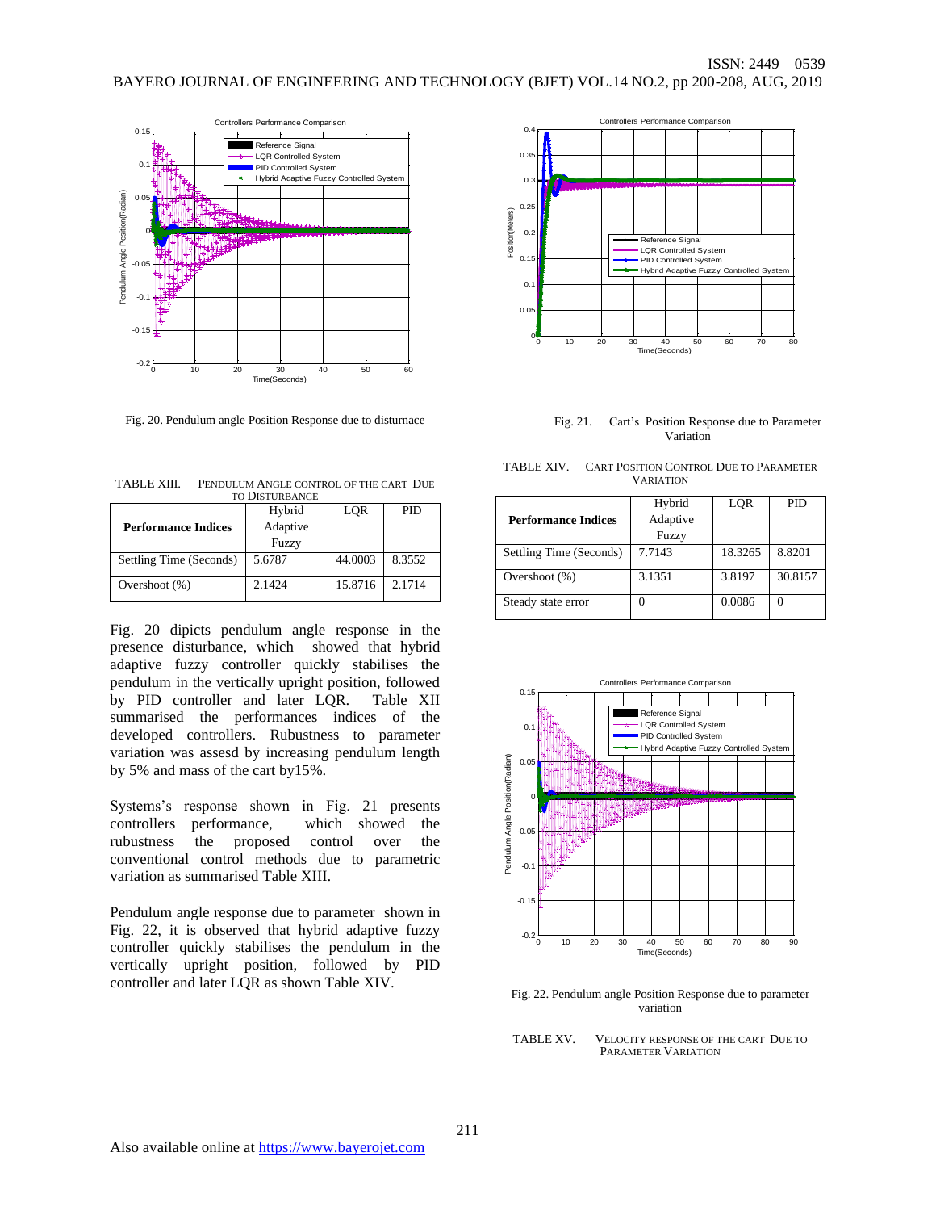Fig. 20. Pendulum angle Position Response due to disturnace

TABLE XIII. PENDULUM ANGLE CONTROL OF THE CART DUE TO DISTURBANCE

| Performance Indices | Hybrid Adaptive Fuzzy | LQR | PID |
|---|---|---|---|
| Settling Time (Seconds) | 5.6787 | 44.0003 | 8.3552 |
| Overshoot (%) | 2.1424 | 15.8716 | 2.1714 |

Fig. 20 dipicts pendulum angle response in the presence disturbance, which showed that hybrid adaptive fuzzy controller quickly stabilises the pendulum in the vertically upright position, followed by PID controller and later LQR. Table XII summarised the performances indices of the developed controllers. Rubustness to parameter variation was assesd by increasing pendulum length by 5% and mass of the cart by15%.

Systems's response shown in Fig. 21 presents controllers performance, which showed the rubustness the proposed control over the conventional control methods due to parametric variation as summarised Table XIII.

Pendulum angle response due to parameter shown in Fig. 22, it is observed that hybrid adaptive fuzzy controller quickly stabilises the pendulum in the vertically upright position, followed by PID controller and later LQR as shown Table XIV.

Fig. 21. Cart's Position Response due to Parameter Variation

TABLE XIV. CART POSITION CONTROL DUE TO PARAMETER VARIATION

| Performance Indices | Hybrid Adaptive Fuzzy | LQR | PID |
|---|---|---|---|
| Settling Time (Seconds) | 7.7143 | 18.3265 | 8.8201 |
| Overshoot (%) | 3.1351 | 3.8197 | 30.8157 |
| Steady state error | 0 | 0.0086 | 0 |

Fig. 22. Pendulum angle Position Response due to parameter variation

TABLE XV. VELOCITY RESPONSE OF THE CART DUE TO PARAMETER VARIATION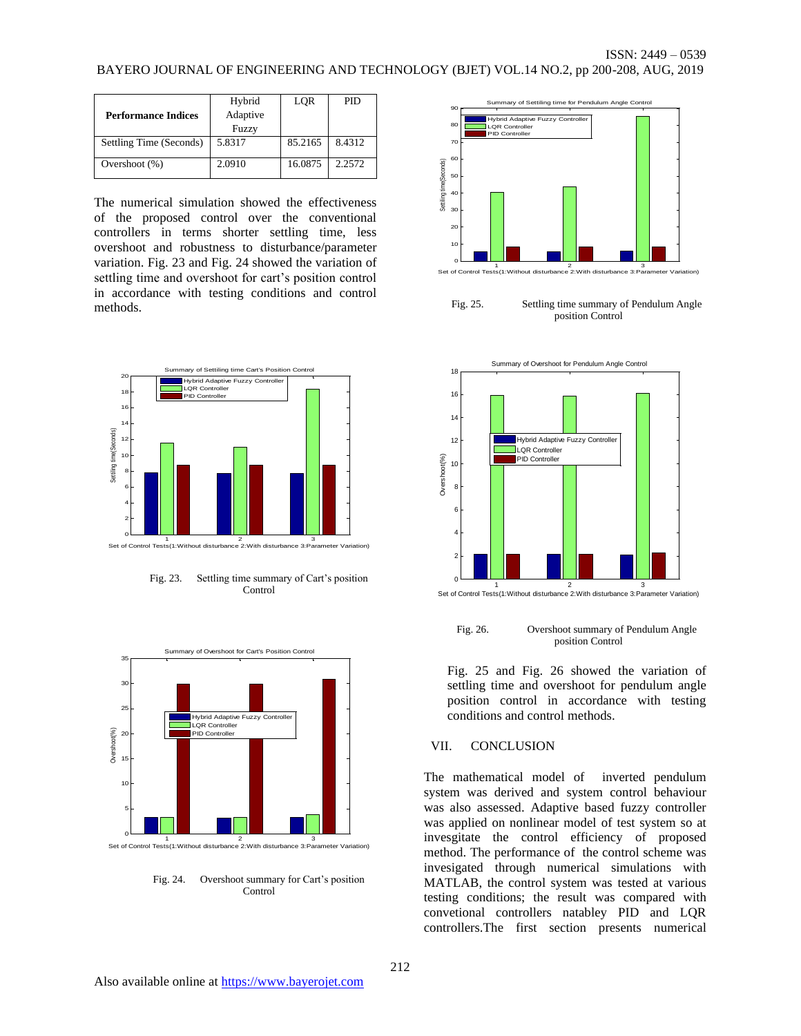| Performance Indices | Hybrid Adaptive Fuzzy | LQR | PID |
|---|---|---|---|
| Settling Time (Seconds) | 5.8317 | 85.2165 | 8.4312 |
| Overshoot (%) | 2.0910 | 16.0875 | 2.2572 |

The numerical simulation showed the effectiveness of the proposed control over the conventional controllers in terms shorter settling time, less overshoot and robustness to disturbance/parameter variation. Fig. 23 and Fig. 24 showed the variation of settling time and overshoot for cart's position control in accordance with testing conditions and control methods.

Fig. 23. Settling time summary of Cart's position Control

Fig. 24. Overshoot summary for Cart's position Control

Fig. 25. Settling time summary of Pendulum Angle position Control

Fig. 26. Overshoot summary of Pendulum Angle position Control

Fig. 25 and Fig. 26 showed the variation of settling time and overshoot for pendulum angle position control in accordance with testing conditions and control methods.

## VII. CONCLUSION

The mathematical model of inverted pendulum system was derived and system control behaviour was also assessed. Adaptive based fuzzy controller was applied on nonlinear model of test system so at invesigtate the control efficiency of proposed method. The performance of the control scheme was invesigated through numerical simulations with MATLAB, the control system was tested at various testing conditions; the result was compared with convetional controllers natabley PID and LQR controllers.The first section presents numerical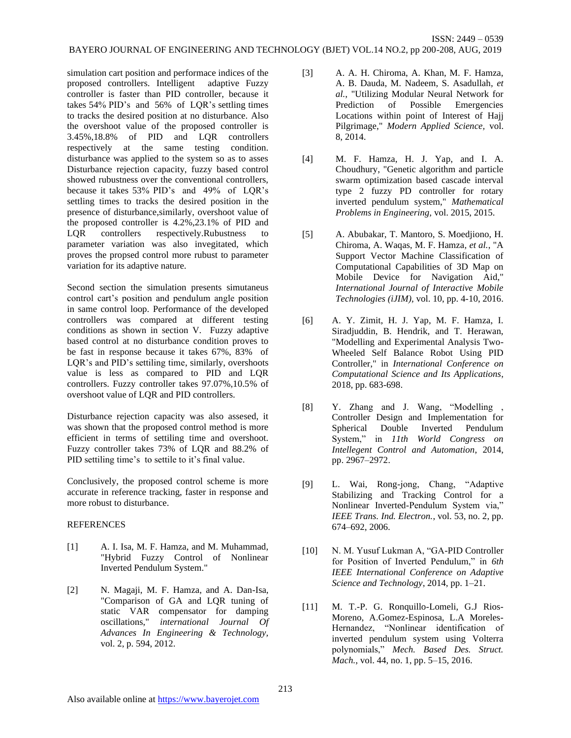simulation cart position and performace indices of the proposed controllers. Intelligent adaptive Fuzzy controller is faster than PID controller, because it takes 54% PID's and 56% of LQR's settling times to tracks the desired position at no disturbance. Also the overshoot value of the proposed controller is 3.45%,18.8% of PID and LQR controllers respectively at the same testing condition. disturbance was applied to the system so as to asses Disturbance rejection capacity, fuzzy based control showed rubustness over the conventional controllers, because it takes 53% PID's and 49% of LQR's settling times to tracks the desired position in the presence of disturbance,similarly, overshoot value of the proposed controller is 4.2%,23.1% of PID and LQR controllers respectively.Rubustness to parameter variation was also invegitated, which proves the propsed control more rubust to parameter variation for its adaptive nature.

Second section the simulation presents simutaneus control cart's position and pendulum angle position in same control loop. Performance of the developed controllers was compared at different testing conditions as shown in section V. Fuzzy adaptive based control at no disturbance condition proves to be fast in response because it takes 67%, 83% of LQR's and PID's settiling time, similarly, overshoots value is less as compared to PID and LQR controllers. Fuzzy controller takes 97.07%,10.5% of overshoot value of LQR and PID controllers.

Disturbance rejection capacity was also assesed, it was shown that the proposed control method is more efficient in terms of settiling time and overshoot. Fuzzy controller takes 73% of LQR and 88.2% of PID settiling time's to settile to it's final value.

Conclusively, the proposed control scheme is more accurate in reference tracking, faster in response and more robust to disturbance.

REFERENCES

[1] A. I. Isa, M. F. Hamza, and M. Muhammad, "Hybrid Fuzzy Control of Nonlinear Inverted Pendulum System."

[2] N. Magaji, M. F. Hamza, and A. Dan-Isa, "Comparison of GA and LQR tuning of static VAR compensator for damping oscillations," *international Journal Of Advances In Engineering & Technology,* vol. 2, p. 594, 2012.

[3] A. A. H. Chiroma, A. Khan, M. F. Hamza, A. B. Dauda, M. Nadeem, S. Asadullah, *et al.*, "Utilizing Modular Neural Network for Prediction of Possible Emergencies Locations within point of Interest of Hajj Pilgrimage," *Modern Applied Science,* vol. 8, 2014.

[4] M. F. Hamza, H. J. Yap, and I. A. Choudhury, "Genetic algorithm and particle swarm optimization based cascade interval type 2 fuzzy PD controller for rotary inverted pendulum system," *Mathematical Problems in Engineering,* vol. 2015, 2015.

[5] A. Abubakar, T. Mantoro, S. Moedjiono, H. Chiroma, A. Waqas, M. F. Hamza*, et al.*, "A Support Vector Machine Classification of Computational Capabilities of 3D Map on Mobile Device for Navigation Aid," *International Journal of Interactive Mobile Technologies (iJIM),* vol. 10, pp. 4-10, 2016.

[6] A. Y. Zimit, H. J. Yap, M. F. Hamza, I. Siradjuddin, B. Hendrik, and T. Herawan, "Modelling and Experimental Analysis Two-Wheeled Self Balance Robot Using PID Controller," in *International Conference on Computational Science and Its Applications*, 2018, pp. 683-698.

[8] Y. Zhang and J. Wang, "Modelling , Controller Design and Implementation for Spherical Double Inverted Pendulum System," in *11th World Congress on Intellegent Control and Automation*, 2014, pp. 2967–2972.

[9] L. Wai, Rong-jong, Chang, "Adaptive Stabilizing and Tracking Control for a Nonlinear Inverted-Pendulum System via," *IEEE Trans. Ind. Electron.*, vol. 53, no. 2, pp. 674–692, 2006.

[10] N. M. Yusuf Lukman A, "GA-PID Controller for Position of Inverted Pendulum," in *6th IEEE International Conference on Adaptive Science and Technology*, 2014, pp. 1–21.

[11] M. T.-P. G. Ronquillo-Lomeli, G.J Rios-Moreno, A.Gomez-Espinosa, L.A Moreles-Hernandez, "Nonlinear identification of inverted pendulum system using Volterra polynomials," *Mech. Based Des. Struct. Mach.*, vol. 44, no. 1, pp. 5–15, 2016.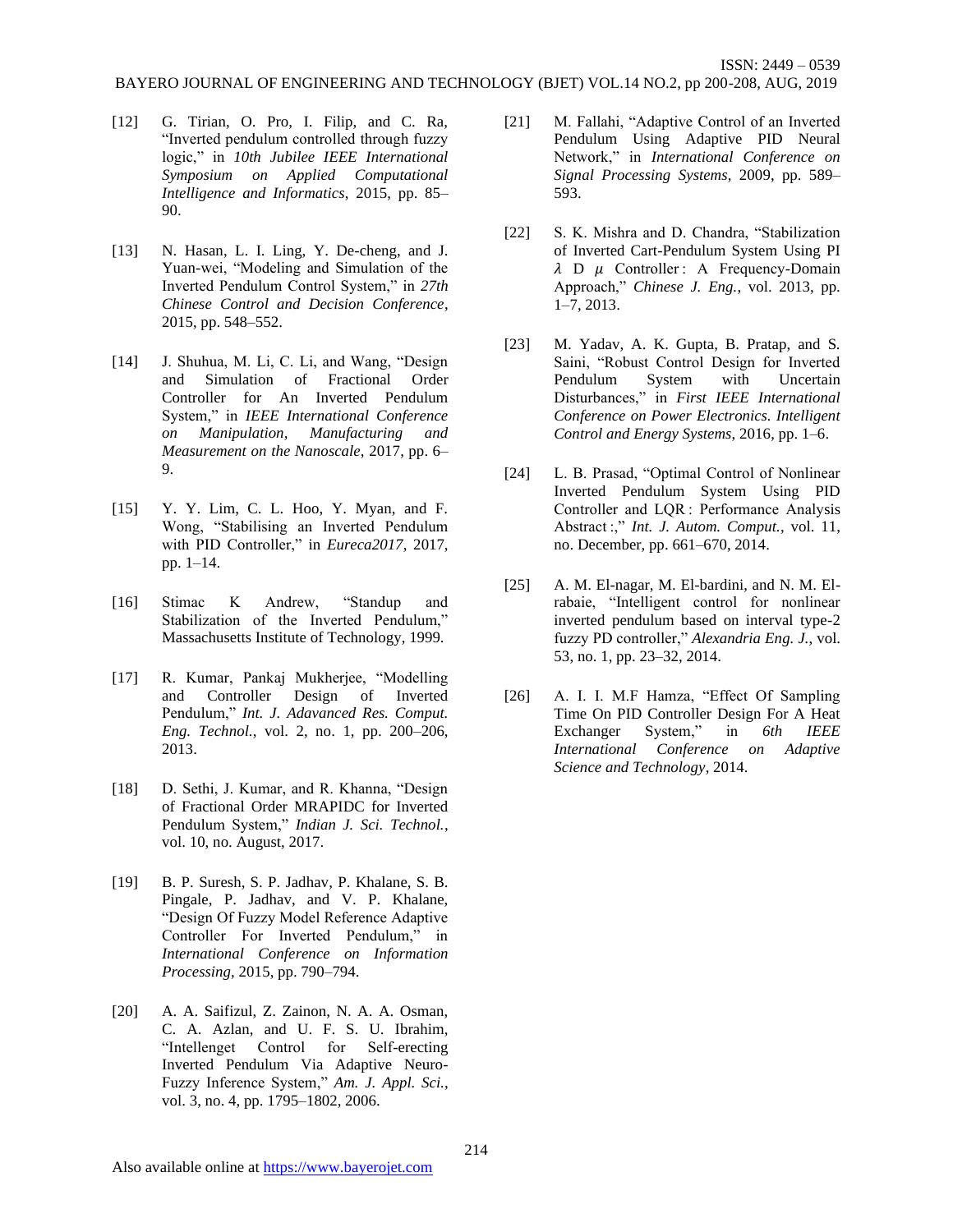[12] G. Tirian, O. Pro, I. Filip, and C. Ra, "Inverted pendulum controlled through fuzzy logic," in *10th Jubilee IEEE International Symposium on Applied Computational Intelligence and Informatics*, 2015, pp. 85–90.

[13] N. Hasan, L. I. Ling, Y. De-cheng, and J. Yuan-wei, "Modeling and Simulation of the Inverted Pendulum Control System," in *27th Chinese Control and Decision Conference*, 2015, pp. 548–552.

[14] J. Shuhua, M. Li, C. Li, and Wang, "Design and Simulation of Fractional Order Controller for An Inverted Pendulum System," in *IEEE International Conference on Manipulation, Manufacturing and Measurement on the Nanoscale*, 2017, pp. 6–9.

[15] Y. Y. Lim, C. L. Hoo, Y. Myan, and F. Wong, "Stabilising an Inverted Pendulum with PID Controller," in *Eureca2017*, 2017, pp. 1–14.

[16] Stimac K Andrew, "Standup and Stabilization of the Inverted Pendulum," Massachusetts Institute of Technology, 1999.

[17] R. Kumar, Pankaj Mukherjee, "Modelling and Controller Design of Inverted Pendulum," *Int. J. Adavanced Res. Comput. Eng. Technol.*, vol. 2, no. 1, pp. 200–206, 2013.

[18] D. Sethi, J. Kumar, and R. Khanna, "Design of Fractional Order MRAPIDC for Inverted Pendulum System," *Indian J. Sci. Technol.*, vol. 10, no. August, 2017.

[19] B. P. Suresh, S. P. Jadhav, P. Khalane, S. B. Pingale, P. Jadhav, and V. P. Khalane, "Design Of Fuzzy Model Reference Adaptive Controller For Inverted Pendulum," in *International Conference on Information Processing*, 2015, pp. 790–794.

[20] A. A. Saifizul, Z. Zainon, N. A. A. Osman, C. A. Azlan, and U. F. S. U. Ibrahim, "Intellenget Control for Self-erecting Inverted Pendulum Via Adaptive Neuro-Fuzzy Inference System," *Am. J. Appl. Sci.*, vol. 3, no. 4, pp. 1795–1802, 2006.

[21] M. Fallahi, "Adaptive Control of an Inverted Pendulum Using Adaptive PID Neural Network," in *International Conference on Signal Processing Systems*, 2009, pp. 589–593.

[22] S. K. Mishra and D. Chandra, "Stabilization of Inverted Cart-Pendulum System Using PI $\lambda$ D $\mu$ Controller : A Frequency-Domain Approach," *Chinese J. Eng.*, vol. 2013, pp. 1–7, 2013.

[23] M. Yadav, A. K. Gupta, B. Pratap, and S. Saini, "Robust Control Design for Inverted Pendulum System with Uncertain Disturbances," in *First IEEE International Conference on Power Electronics. Intelligent Control and Energy Systems*, 2016, pp. 1–6.

[24] L. B. Prasad, "Optimal Control of Nonlinear Inverted Pendulum System Using PID Controller and LQR : Performance Analysis Abstract :," *Int. J. Autom. Comput.*, vol. 11, no. December, pp. 661–670, 2014.

[25] A. M. El-nagar, M. El-bardini, and N. M. El-rabaie, "Intelligent control for nonlinear inverted pendulum based on interval type-2 fuzzy PD controller," *Alexandria Eng. J.*, vol. 53, no. 1, pp. 23–32, 2014.

[26] A. I. I. M.F Hamza, "Effect Of Sampling Time On PID Controller Design For A Heat Exchanger System," in *6th IEEE International Conference on Adaptive Science and Technology*, 2014.

Also available online at https://www.bayerojet.com